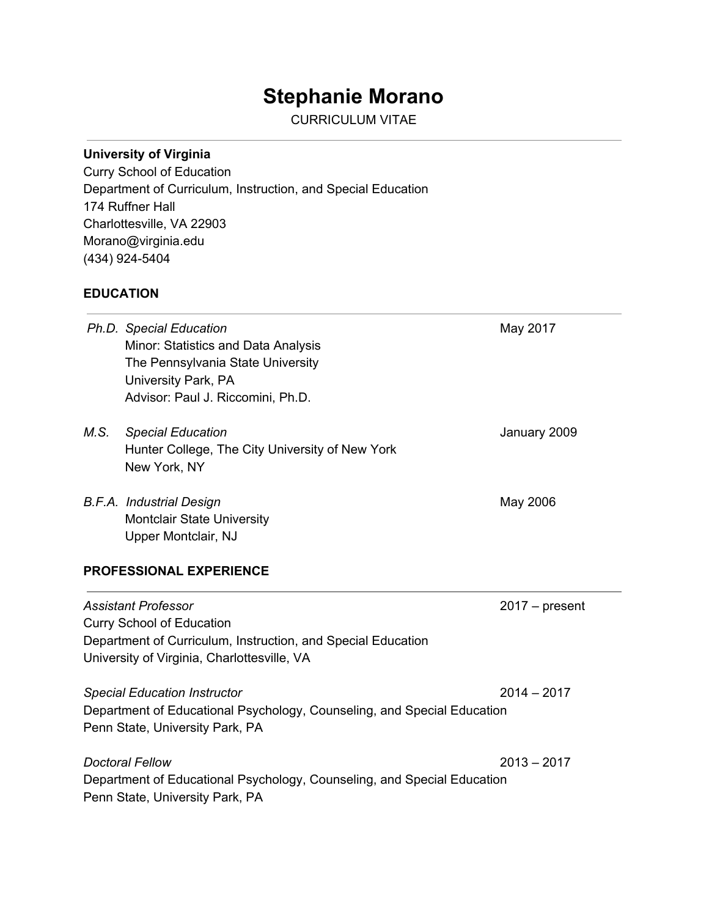# Stephanie Morano

CURRICULUM VITAE

---

**University of Virginia**
Curry School of Education
Department of Curriculum, Instruction, and Special Education
174 Ruffner Hall
Charlottesville, VA 22903
Morano@virginia.edu
(434) 924-5404

## EDUCATION

---

*Ph.D.* *Special Education* — May 2017
Minor: Statistics and Data Analysis
The Pennsylvania State University
University Park, PA
Advisor: Paul J. Riccomini, Ph.D.

*M.S.* *Special Education* — January 2009
Hunter College, The City University of New York
New York, NY

*B.F.A.* *Industrial Design* — May 2006
Montclair State University
Upper Montclair, NJ

## PROFESSIONAL EXPERIENCE

---

*Assistant Professor* — 2017 – present
Curry School of Education
Department of Curriculum, Instruction, and Special Education
University of Virginia, Charlottesville, VA

*Special Education Instructor* — 2014 – 2017
Department of Educational Psychology, Counseling, and Special Education
Penn State, University Park, PA

*Doctoral Fellow* — 2013 – 2017
Department of Educational Psychology, Counseling, and Special Education
Penn State, University Park, PA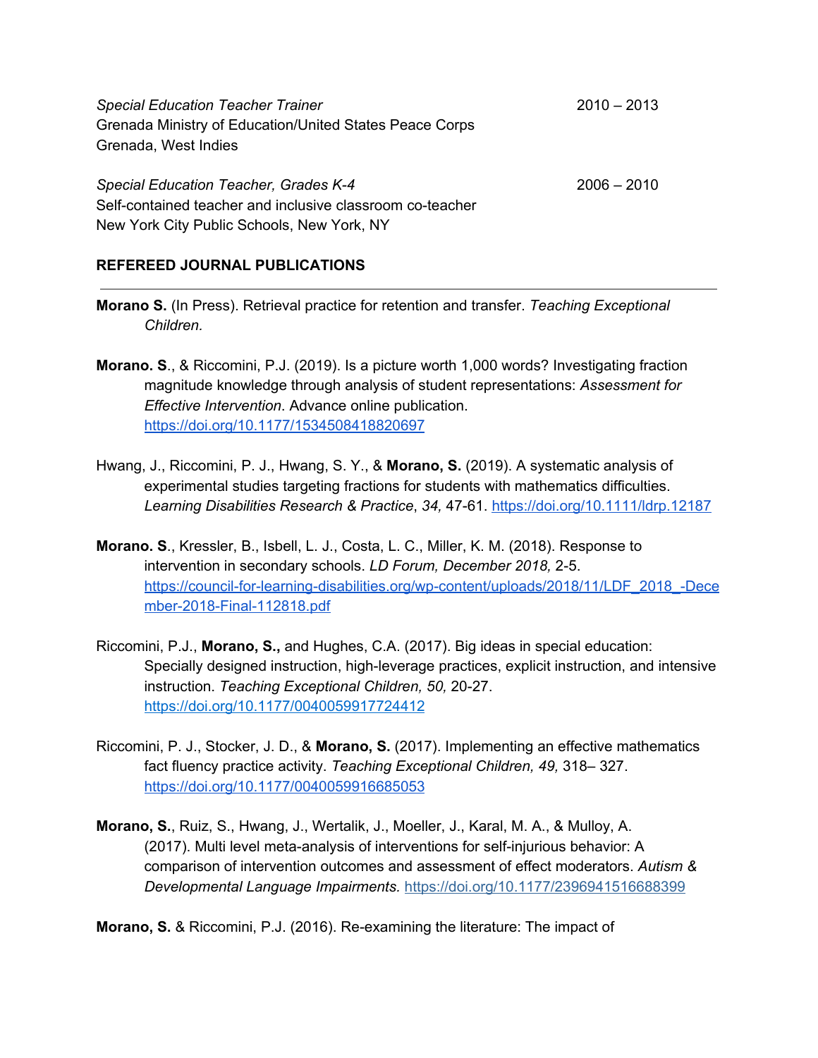*Special Education Teacher Trainer* 2010 – 2013
Grenada Ministry of Education/United States Peace Corps
Grenada, West Indies

*Special Education Teacher, Grades K-4* 2006 – 2010
Self-contained teacher and inclusive classroom co-teacher
New York City Public Schools, New York, NY

## REFEREED JOURNAL PUBLICATIONS

---

**Morano S.** (In Press). Retrieval practice for retention and transfer. *Teaching Exceptional Children.*

**Morano. S**., & Riccomini, P.J. (2019). Is a picture worth 1,000 words? Investigating fraction magnitude knowledge through analysis of student representations: *Assessment for Effective Intervention*. Advance online publication. https://doi.org/10.1177/1534508418820697

Hwang, J., Riccomini, P. J., Hwang, S. Y., & **Morano, S.** (2019). A systematic analysis of experimental studies targeting fractions for students with mathematics difficulties. *Learning Disabilities Research & Practice*, *34,* 47-61. https://doi.org/10.1111/ldrp.12187

**Morano. S**., Kressler, B., Isbell, L. J., Costa, L. C., Miller, K. M. (2018). Response to intervention in secondary schools. *LD Forum, December 2018,* 2-5. https://council-for-learning-disabilities.org/wp-content/uploads/2018/11/LDF_2018_-December-2018-Final-112818.pdf

Riccomini, P.J., **Morano, S.,** and Hughes, C.A. (2017). Big ideas in special education: Specially designed instruction, high-leverage practices, explicit instruction, and intensive instruction. *Teaching Exceptional Children, 50,* 20-27. https://doi.org/10.1177/0040059917724412

Riccomini, P. J., Stocker, J. D., & **Morano, S.** (2017). Implementing an effective mathematics fact fluency practice activity. *Teaching Exceptional Children, 49,* 318– 327. https://doi.org/10.1177/0040059916685053

**Morano, S.**, Ruiz, S., Hwang, J., Wertalik, J., Moeller, J., Karal, M. A., & Mulloy, A. (2017). Multi level meta-analysis of interventions for self-injurious behavior: A comparison of intervention outcomes and assessment of effect moderators. *Autism & Developmental Language Impairments.* https://doi.org/10.1177/2396941516688399

**Morano, S.** & Riccomini, P.J. (2016). Re-examining the literature: The impact of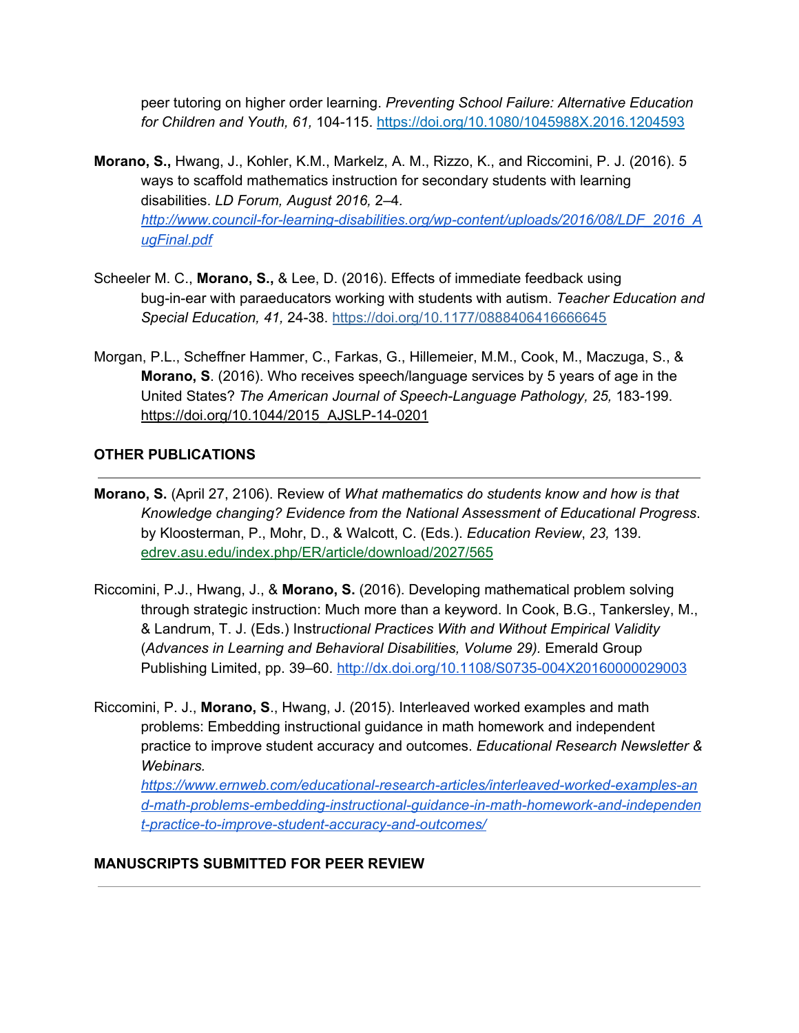peer tutoring on higher order learning. *Preventing School Failure: Alternative Education for Children and Youth, 61,* 104-115. https://doi.org/10.1080/1045988X.2016.1204593

**Morano, S.,** Hwang, J., Kohler, K.M., Markelz, A. M., Rizzo, K., and Riccomini, P. J. (2016). 5 ways to scaffold mathematics instruction for secondary students with learning disabilities. *LD Forum, August 2016,* 2–4. *http://www.council-for-learning-disabilities.org/wp-content/uploads/2016/08/LDF_2016_AugFinal.pdf*

Scheeler M. C., **Morano, S.,** & Lee, D. (2016). Effects of immediate feedback using bug-in-ear with paraeducators working with students with autism. *Teacher Education and Special Education, 41,* 24-38. https://doi.org/10.1177/0888406416666645

Morgan, P.L., Scheffner Hammer, C., Farkas, G., Hillemeier, M.M., Cook, M., Maczuga, S., & **Morano, S**. (2016). Who receives speech/language services by 5 years of age in the United States? *The American Journal of Speech-Language Pathology, 25,* 183-199. https://doi.org/10.1044/2015_AJSLP-14-0201

## OTHER PUBLICATIONS

---

**Morano, S.** (April 27, 2106). Review of *What mathematics do students know and how is that Knowledge changing? Evidence from the National Assessment of Educational Progress*. by Kloosterman, P., Mohr, D., & Walcott, C. (Eds.). *Education Review*, *23,* 139. edrev.asu.edu/index.php/ER/article/download/2027/565

Riccomini, P.J., Hwang, J., & **Morano, S.** (2016). Developing mathematical problem solving through strategic instruction: Much more than a keyword. In Cook, B.G., Tankersley, M., & Landrum, T. J. (Eds.) Instr*uctional Practices With and Without Empirical Validity* (*Advances in Learning and Behavioral Disabilities, Volume 29).* Emerald Group Publishing Limited, pp. 39–60. http://dx.doi.org/10.1108/S0735-004X20160000029003

Riccomini, P. J., **Morano, S**., Hwang, J. (2015). Interleaved worked examples and math problems: Embedding instructional guidance in math homework and independent practice to improve student accuracy and outcomes. *Educational Research Newsletter & Webinars.* *https://www.ernweb.com/educational-research-articles/interleaved-worked-examples-and-math-problems-embedding-instructional-guidance-in-math-homework-and-independent-practice-to-improve-student-accuracy-and-outcomes/*

## MANUSCRIPTS SUBMITTED FOR PEER REVIEW

---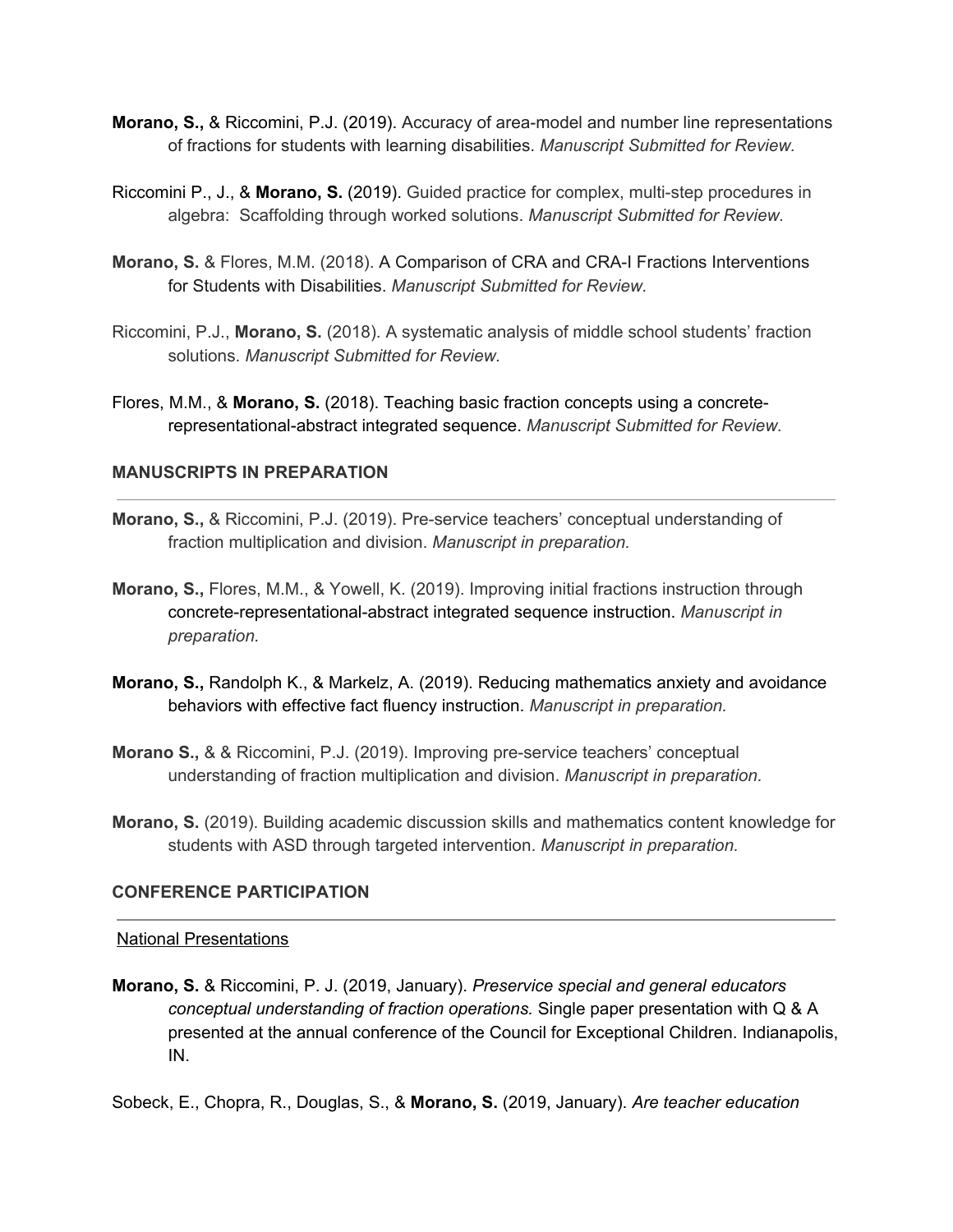**Morano, S.,** & Riccomini, P.J. (2019). Accuracy of area-model and number line representations of fractions for students with learning disabilities. *Manuscript Submitted for Review.*

Riccomini P., J., & **Morano, S.** (2019). Guided practice for complex, multi-step procedures in algebra: Scaffolding through worked solutions. *Manuscript Submitted for Review.*

**Morano, S.** & Flores, M.M. (2018). A Comparison of CRA and CRA-I Fractions Interventions for Students with Disabilities. *Manuscript Submitted for Review.*

Riccomini, P.J., **Morano, S.** (2018). A systematic analysis of middle school students' fraction solutions. *Manuscript Submitted for Review.*

Flores, M.M., & **Morano, S.** (2018). Teaching basic fraction concepts using a concrete-representational-abstract integrated sequence. *Manuscript Submitted for Review.*

## MANUSCRIPTS IN PREPARATION

**Morano, S.,** & Riccomini, P.J. (2019). Pre-service teachers' conceptual understanding of fraction multiplication and division. *Manuscript in preparation.*

**Morano, S.,** Flores, M.M., & Yowell, K. (2019). Improving initial fractions instruction through concrete-representational-abstract integrated sequence instruction. *Manuscript in preparation.*

**Morano, S.,** Randolph K., & Markelz, A. (2019). Reducing mathematics anxiety and avoidance behaviors with effective fact fluency instruction. *Manuscript in preparation.*

**Morano S.,** & & Riccomini, P.J. (2019). Improving pre-service teachers' conceptual understanding of fraction multiplication and division. *Manuscript in preparation.*

**Morano, S.** (2019). Building academic discussion skills and mathematics content knowledge for students with ASD through targeted intervention. *Manuscript in preparation.*

## CONFERENCE PARTICIPATION

### National Presentations

**Morano, S.** & Riccomini, P. J. (2019, January). *Preservice special and general educators conceptual understanding of fraction operations.* Single paper presentation with Q & A presented at the annual conference of the Council for Exceptional Children. Indianapolis, IN.

Sobeck, E., Chopra, R., Douglas, S., & **Morano, S.** (2019, January). *Are teacher education*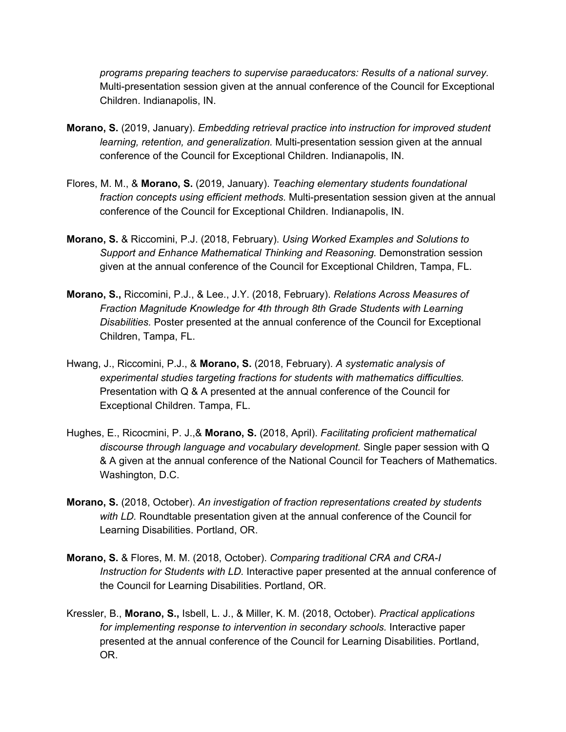*programs preparing teachers to supervise paraeducators: Results of a national survey.* Multi-presentation session given at the annual conference of the Council for Exceptional Children. Indianapolis, IN.

**Morano, S.** (2019, January). *Embedding retrieval practice into instruction for improved student learning, retention, and generalization.* Multi-presentation session given at the annual conference of the Council for Exceptional Children. Indianapolis, IN.

Flores, M. M., & **Morano, S.** (2019, January). *Teaching elementary students foundational fraction concepts using efficient methods.* Multi-presentation session given at the annual conference of the Council for Exceptional Children. Indianapolis, IN.

**Morano, S.** & Riccomini, P.J. (2018, February). *Using Worked Examples and Solutions to Support and Enhance Mathematical Thinking and Reasoning.* Demonstration session given at the annual conference of the Council for Exceptional Children, Tampa, FL.

**Morano, S.,** Riccomini, P.J., & Lee., J.Y. (2018, February). *Relations Across Measures of Fraction Magnitude Knowledge for 4th through 8th Grade Students with Learning Disabilities.* Poster presented at the annual conference of the Council for Exceptional Children, Tampa, FL.

Hwang, J., Riccomini, P.J., & **Morano, S.** (2018, February). *A systematic analysis of experimental studies targeting fractions for students with mathematics difficulties.* Presentation with Q & A presented at the annual conference of the Council for Exceptional Children. Tampa, FL.

Hughes, E., Ricocmini, P. J.,& **Morano, S.** (2018, April). *Facilitating proficient mathematical discourse through language and vocabulary development.* Single paper session with Q & A given at the annual conference of the National Council for Teachers of Mathematics. Washington, D.C.

**Morano, S.** (2018, October). *An investigation of fraction representations created by students with LD.* Roundtable presentation given at the annual conference of the Council for Learning Disabilities. Portland, OR.

**Morano, S.** & Flores, M. M. (2018, October). *Comparing traditional CRA and CRA-I Instruction for Students with LD.* Interactive paper presented at the annual conference of the Council for Learning Disabilities. Portland, OR.

Kressler, B., **Morano, S.,** Isbell, L. J., & Miller, K. M. (2018, October). *Practical applications for implementing response to intervention in secondary schools.* Interactive paper presented at the annual conference of the Council for Learning Disabilities. Portland, OR.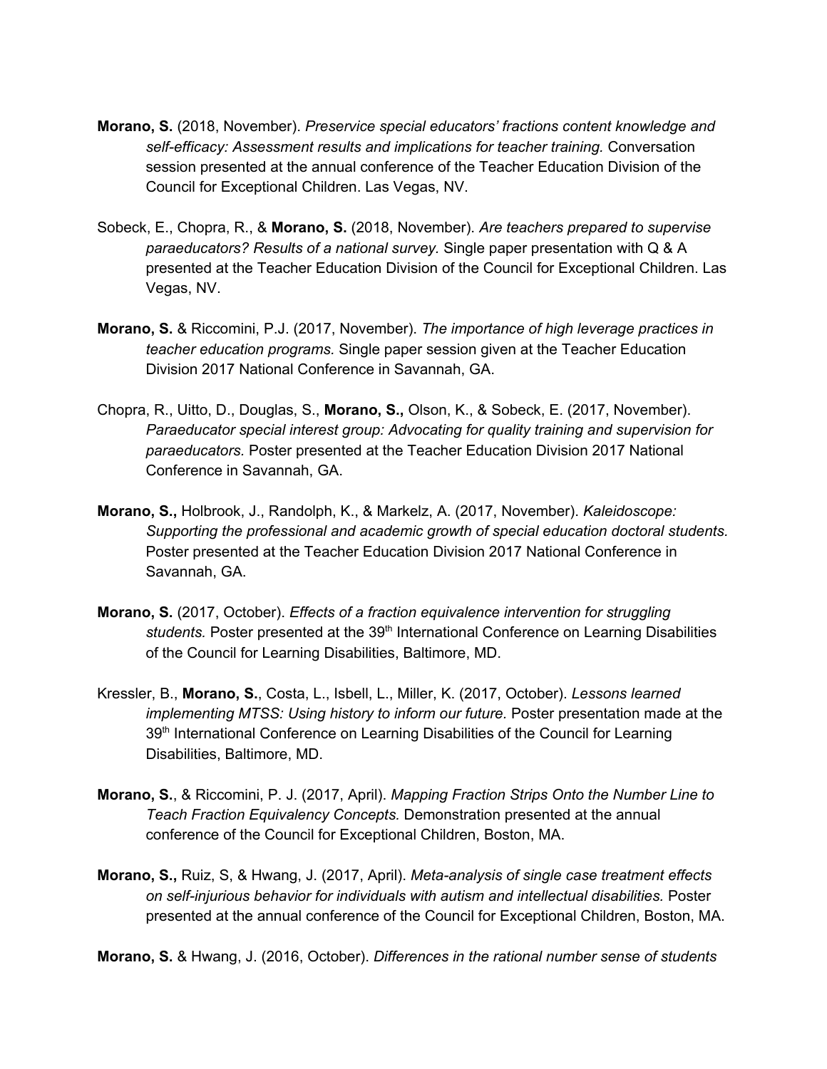**Morano, S.** (2018, November). *Preservice special educators' fractions content knowledge and self-efficacy: Assessment results and implications for teacher training.* Conversation session presented at the annual conference of the Teacher Education Division of the Council for Exceptional Children. Las Vegas, NV.

Sobeck, E., Chopra, R., & **Morano, S.** (2018, November). *Are teachers prepared to supervise paraeducators? Results of a national survey.* Single paper presentation with Q & A presented at the Teacher Education Division of the Council for Exceptional Children. Las Vegas, NV.

**Morano, S.** & Riccomini, P.J. (2017, November). *The importance of high leverage practices in teacher education programs.* Single paper session given at the Teacher Education Division 2017 National Conference in Savannah, GA.

Chopra, R., Uitto, D., Douglas, S., **Morano, S.,** Olson, K., & Sobeck, E. (2017, November). *Paraeducator special interest group: Advocating for quality training and supervision for paraeducators.* Poster presented at the Teacher Education Division 2017 National Conference in Savannah, GA.

**Morano, S.,** Holbrook, J., Randolph, K., & Markelz, A. (2017, November). *Kaleidoscope: Supporting the professional and academic growth of special education doctoral students.* Poster presented at the Teacher Education Division 2017 National Conference in Savannah, GA.

**Morano, S.** (2017, October). *Effects of a fraction equivalence intervention for struggling students.* Poster presented at the 39th International Conference on Learning Disabilities of the Council for Learning Disabilities, Baltimore, MD.

Kressler, B., **Morano, S.**, Costa, L., Isbell, L., Miller, K. (2017, October). *Lessons learned implementing MTSS: Using history to inform our future.* Poster presentation made at the 39th International Conference on Learning Disabilities of the Council for Learning Disabilities, Baltimore, MD.

**Morano, S.**, & Riccomini, P. J. (2017, April). *Mapping Fraction Strips Onto the Number Line to Teach Fraction Equivalency Concepts.* Demonstration presented at the annual conference of the Council for Exceptional Children, Boston, MA.

**Morano, S.,** Ruiz, S, & Hwang, J. (2017, April). *Meta-analysis of single case treatment effects on self-injurious behavior for individuals with autism and intellectual disabilities.* Poster presented at the annual conference of the Council for Exceptional Children, Boston, MA.

**Morano, S.** & Hwang, J. (2016, October). *Differences in the rational number sense of students*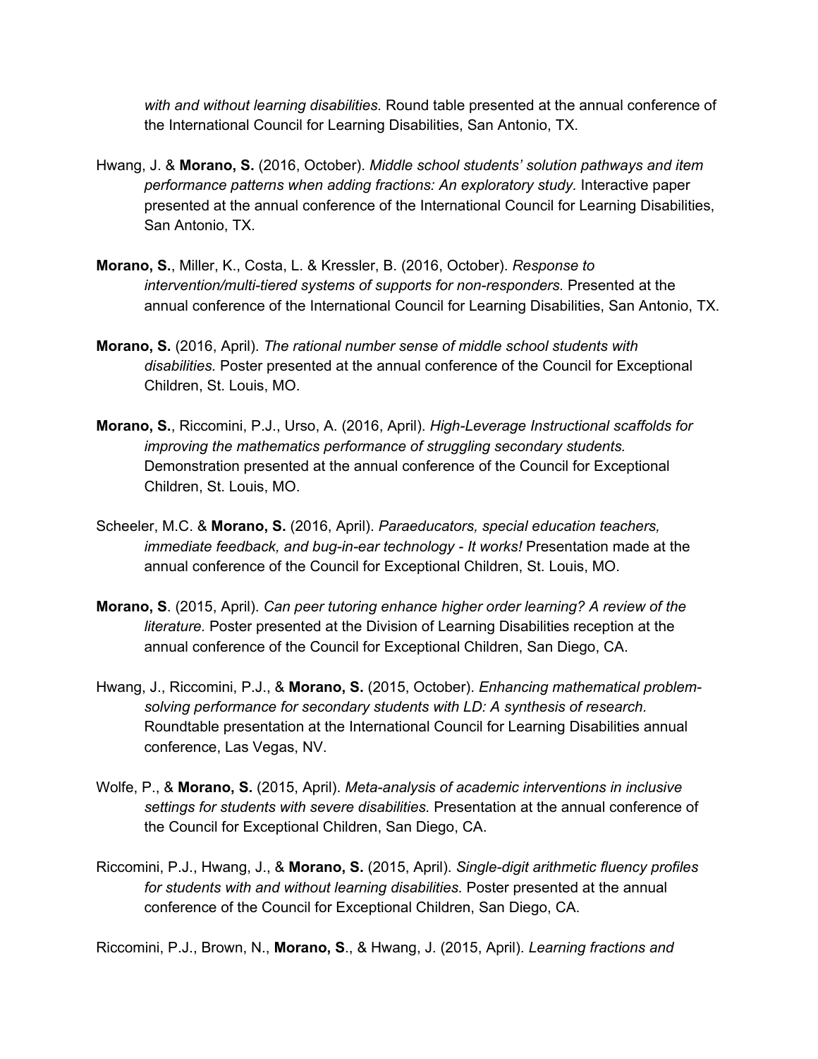*with and without learning disabilities.* Round table presented at the annual conference of the International Council for Learning Disabilities, San Antonio, TX.

Hwang, J. & **Morano, S.** (2016, October). *Middle school students' solution pathways and item performance patterns when adding fractions: An exploratory study.* Interactive paper presented at the annual conference of the International Council for Learning Disabilities, San Antonio, TX.

**Morano, S.**, Miller, K., Costa, L. & Kressler, B. (2016, October). *Response to intervention/multi-tiered systems of supports for non-responders.* Presented at the annual conference of the International Council for Learning Disabilities, San Antonio, TX.

**Morano, S.** (2016, April). *The rational number sense of middle school students with disabilities.* Poster presented at the annual conference of the Council for Exceptional Children, St. Louis, MO.

**Morano, S.**, Riccomini, P.J., Urso, A. (2016, April). *High-Leverage Instructional scaffolds for improving the mathematics performance of struggling secondary students.* Demonstration presented at the annual conference of the Council for Exceptional Children, St. Louis, MO.

Scheeler, M.C. & **Morano, S.** (2016, April). *Paraeducators, special education teachers, immediate feedback, and bug-in-ear technology - It works!* Presentation made at the annual conference of the Council for Exceptional Children, St. Louis, MO.

**Morano, S**. (2015, April). *Can peer tutoring enhance higher order learning? A review of the literature.* Poster presented at the Division of Learning Disabilities reception at the annual conference of the Council for Exceptional Children, San Diego, CA.

Hwang, J., Riccomini, P.J., & **Morano, S.** (2015, October). *Enhancing mathematical problem-solving performance for secondary students with LD: A synthesis of research.* Roundtable presentation at the International Council for Learning Disabilities annual conference, Las Vegas, NV.

Wolfe, P., & **Morano, S.** (2015, April). *Meta-analysis of academic interventions in inclusive settings for students with severe disabilities.* Presentation at the annual conference of the Council for Exceptional Children, San Diego, CA.

Riccomini, P.J., Hwang, J., & **Morano, S.** (2015, April). *Single-digit arithmetic fluency profiles for students with and without learning disabilities.* Poster presented at the annual conference of the Council for Exceptional Children, San Diego, CA.

Riccomini, P.J., Brown, N., **Morano, S**., & Hwang, J. (2015, April). *Learning fractions and*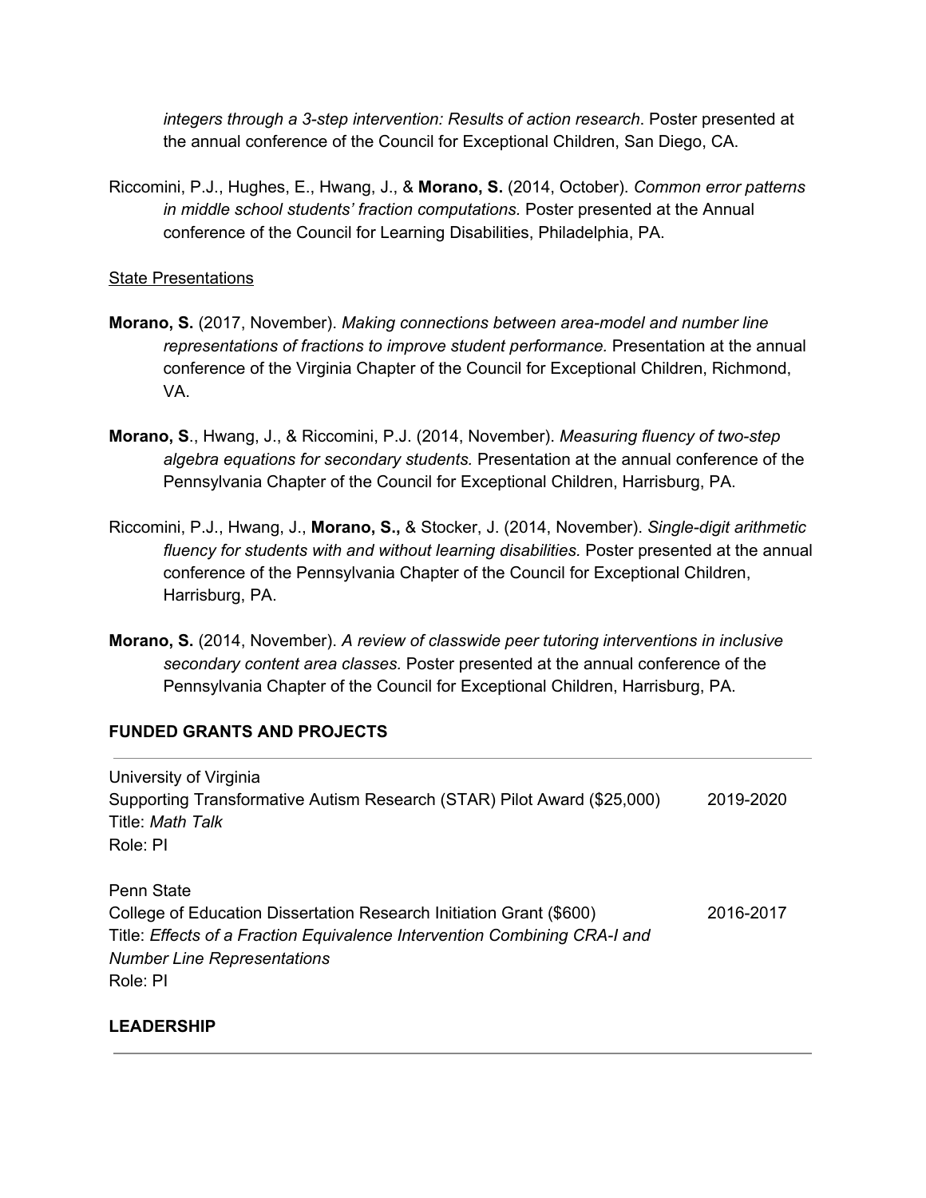*integers through a 3-step intervention: Results of action research*. Poster presented at the annual conference of the Council for Exceptional Children, San Diego, CA.

Riccomini, P.J., Hughes, E., Hwang, J., & **Morano, S.** (2014, October). *Common error patterns in middle school students' fraction computations*. Poster presented at the Annual conference of the Council for Learning Disabilities, Philadelphia, PA.

State Presentations

**Morano, S.** (2017, November). *Making connections between area-model and number line representations of fractions to improve student performance.* Presentation at the annual conference of the Virginia Chapter of the Council for Exceptional Children, Richmond, VA.

**Morano, S**., Hwang, J., & Riccomini, P.J. (2014, November). *Measuring fluency of two-step algebra equations for secondary students.* Presentation at the annual conference of the Pennsylvania Chapter of the Council for Exceptional Children, Harrisburg, PA.

Riccomini, P.J., Hwang, J., **Morano, S.,** & Stocker, J. (2014, November). *Single-digit arithmetic fluency for students with and without learning disabilities.* Poster presented at the annual conference of the Pennsylvania Chapter of the Council for Exceptional Children, Harrisburg, PA.

**Morano, S.** (2014, November). *A review of classwide peer tutoring interventions in inclusive secondary content area classes.* Poster presented at the annual conference of the Pennsylvania Chapter of the Council for Exceptional Children, Harrisburg, PA.

## FUNDED GRANTS AND PROJECTS

University of Virginia
Supporting Transformative Autism Research (STAR) Pilot Award ($25,000) 2019-2020
Title: *Math Talk*
Role: PI

Penn State
College of Education Dissertation Research Initiation Grant ($600) 2016-2017
Title: *Effects of a Fraction Equivalence Intervention Combining CRA-I and Number Line Representations*
Role: PI

## LEADERSHIP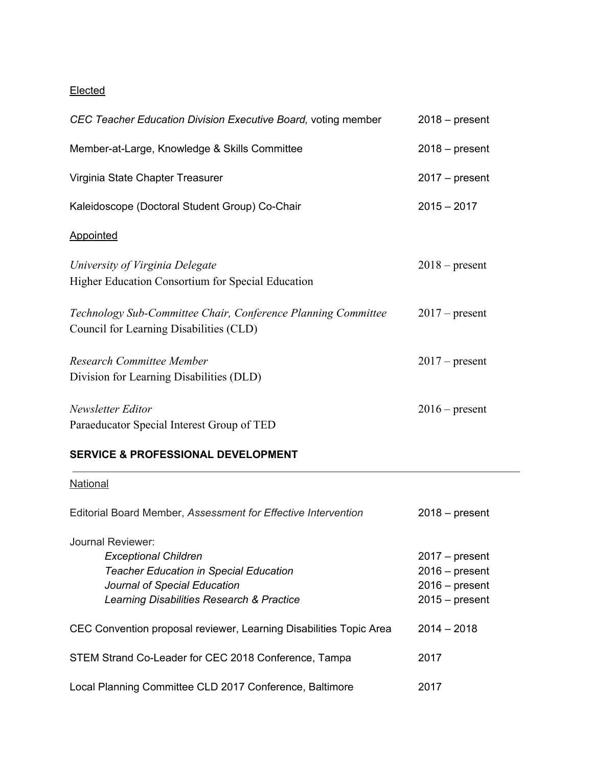<u>Elected</u>

*CEC Teacher Education Division Executive Board,* voting member 2018 – present

Member-at-Large, Knowledge & Skills Committee 2018 – present

Virginia State Chapter Treasurer 2017 – present

Kaleidoscope (Doctoral Student Group) Co-Chair 2015 – 2017

<u>Appointed</u>

*University of Virginia Delegate* 2018 – present
Higher Education Consortium for Special Education

*Technology Sub-Committee Chair, Conference Planning Committee* 2017 – present
Council for Learning Disabilities (CLD)

*Research Committee Member* 2017 – present
Division for Learning Disabilities (DLD)

*Newsletter Editor* 2016 – present
Paraeducator Special Interest Group of TED

## SERVICE & PROFESSIONAL DEVELOPMENT

<u>National</u>

Editorial Board Member, *Assessment for Effective Intervention* 2018 – present

Journal Reviewer:
- *Exceptional Children* 2017 – present
- *Teacher Education in Special Education* 2016 – present
- *Journal of Special Education* 2016 – present
- *Learning Disabilities Research & Practice* 2015 – present

CEC Convention proposal reviewer, Learning Disabilities Topic Area 2014 – 2018

STEM Strand Co-Leader for CEC 2018 Conference, Tampa 2017

Local Planning Committee CLD 2017 Conference, Baltimore 2017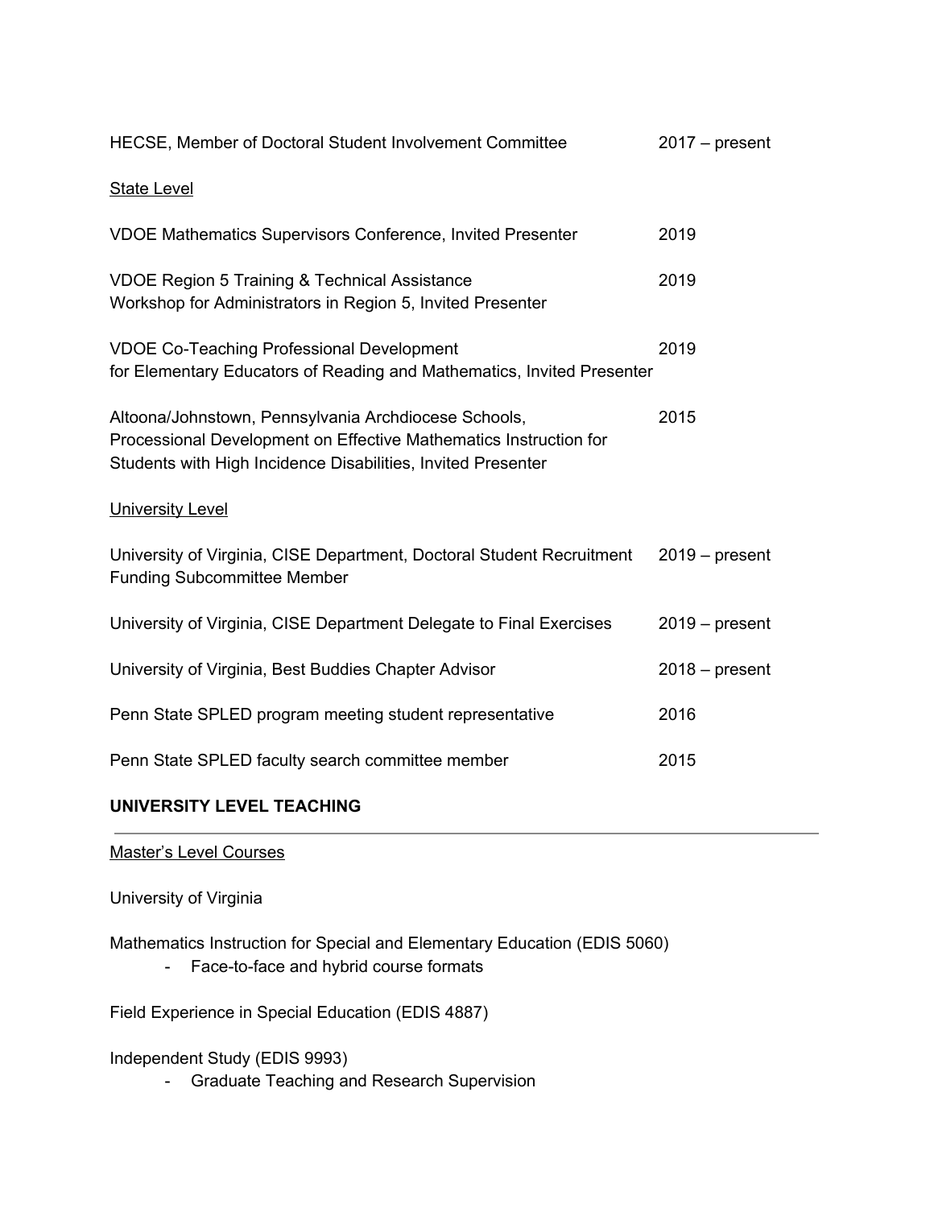HECSE, Member of Doctoral Student Involvement Committee 2017 – present

State Level

VDOE Mathematics Supervisors Conference, Invited Presenter 2019

VDOE Region 5 Training & Technical Assistance 2019
Workshop for Administrators in Region 5, Invited Presenter

VDOE Co-Teaching Professional Development 2019
for Elementary Educators of Reading and Mathematics, Invited Presenter

Altoona/Johnstown, Pennsylvania Archdiocese Schools, 2015
Processional Development on Effective Mathematics Instruction for Students with High Incidence Disabilities, Invited Presenter

University Level

University of Virginia, CISE Department, Doctoral Student Recruitment Funding Subcommittee Member 2019 – present

University of Virginia, CISE Department Delegate to Final Exercises 2019 – present

University of Virginia, Best Buddies Chapter Advisor 2018 – present

Penn State SPLED program meeting student representative 2016

Penn State SPLED faculty search committee member 2015

## UNIVERSITY LEVEL TEACHING

Master's Level Courses

University of Virginia

Mathematics Instruction for Special and Elementary Education (EDIS 5060)
- Face-to-face and hybrid course formats

Field Experience in Special Education (EDIS 4887)

Independent Study (EDIS 9993)
- Graduate Teaching and Research Supervision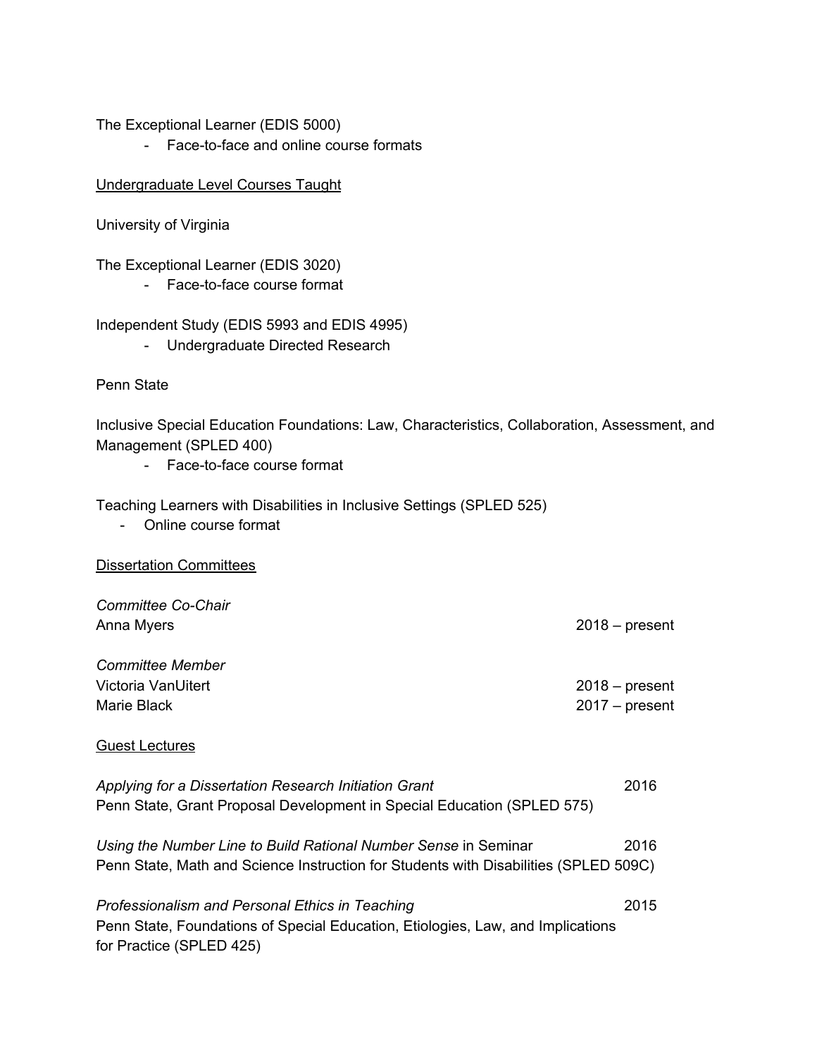The Exceptional Learner (EDIS 5000)

- Face-to-face and online course formats

<u>Undergraduate Level Courses Taught</u>

University of Virginia

The Exceptional Learner (EDIS 3020)

- Face-to-face course format

Independent Study (EDIS 5993 and EDIS 4995)

- Undergraduate Directed Research

Penn State

Inclusive Special Education Foundations: Law, Characteristics, Collaboration, Assessment, and Management (SPLED 400)

- Face-to-face course format

Teaching Learners with Disabilities in Inclusive Settings (SPLED 525)

- Online course format

<u>Dissertation Committees</u>

*Committee Co-Chair*

Anna Myers 2018 – present

*Committee Member*

Victoria VanUitert 2018 – present

Marie Black 2017 – present

<u>Guest Lectures</u>

*Applying for a Dissertation Research Initiation Grant* 2016

Penn State, Grant Proposal Development in Special Education (SPLED 575)

*Using the Number Line to Build Rational Number Sense* in Seminar 2016

Penn State, Math and Science Instruction for Students with Disabilities (SPLED 509C)

*Professionalism and Personal Ethics in Teaching* 2015

Penn State, Foundations of Special Education, Etiologies, Law, and Implications for Practice (SPLED 425)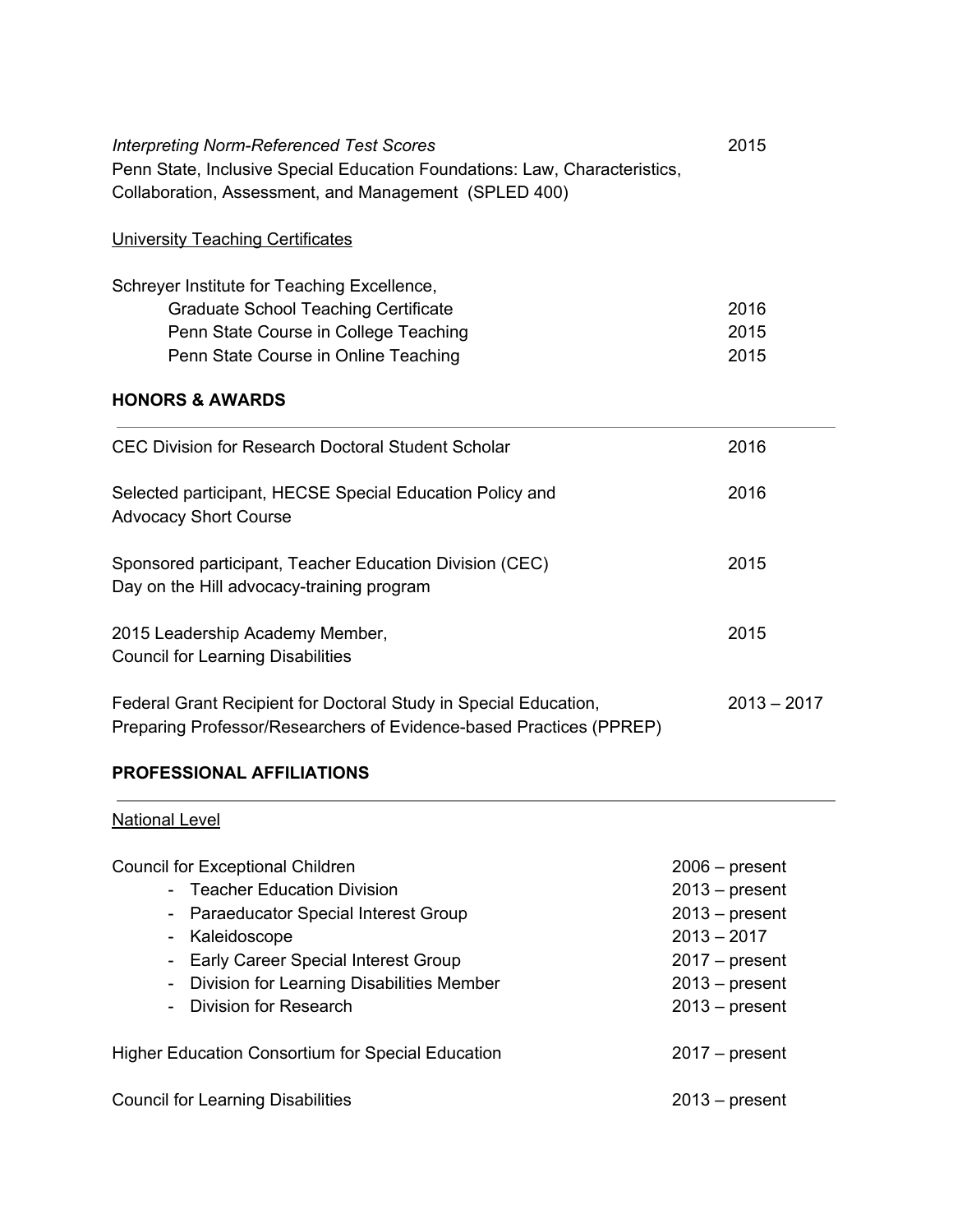*Interpreting Norm-Referenced Test Scores* 2015
Penn State, Inclusive Special Education Foundations: Law, Characteristics, Collaboration, Assessment, and Management (SPLED 400)

University Teaching Certificates

Schreyer Institute for Teaching Excellence,

- Graduate School Teaching Certificate 2016
- Penn State Course in College Teaching 2015
- Penn State Course in Online Teaching 2015

## HONORS & AWARDS

CEC Division for Research Doctoral Student Scholar 2016

Selected participant, HECSE Special Education Policy and Advocacy Short Course 2016

Sponsored participant, Teacher Education Division (CEC) Day on the Hill advocacy-training program 2015

2015 Leadership Academy Member, Council for Learning Disabilities 2015

Federal Grant Recipient for Doctoral Study in Special Education, Preparing Professor/Researchers of Evidence-based Practices (PPREP) 2013 – 2017

## PROFESSIONAL AFFILIATIONS

National Level

Council for Exceptional Children 2006 – present

- Teacher Education Division 2013 – present
- Paraeducator Special Interest Group 2013 – present
- Kaleidoscope 2013 – 2017
- Early Career Special Interest Group 2017 – present
- Division for Learning Disabilities Member 2013 – present
- Division for Research 2013 – present

Higher Education Consortium for Special Education 2017 – present

Council for Learning Disabilities 2013 – present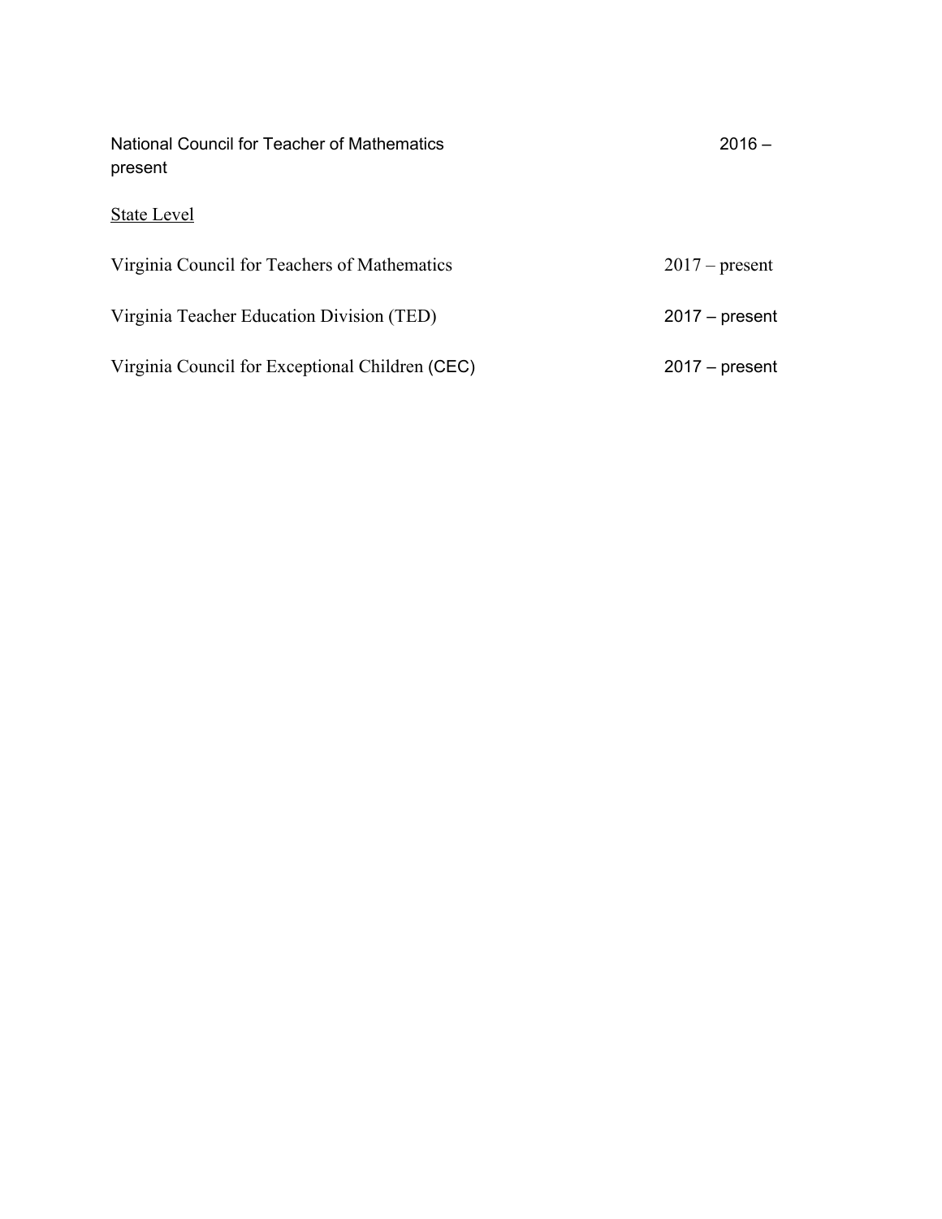National Council for Teacher of Mathematics 2016 – present

<u>State Level</u>

Virginia Council for Teachers of Mathematics 2017 – present

Virginia Teacher Education Division (TED) 2017 – present

Virginia Council for Exceptional Children (CEC) 2017 – present